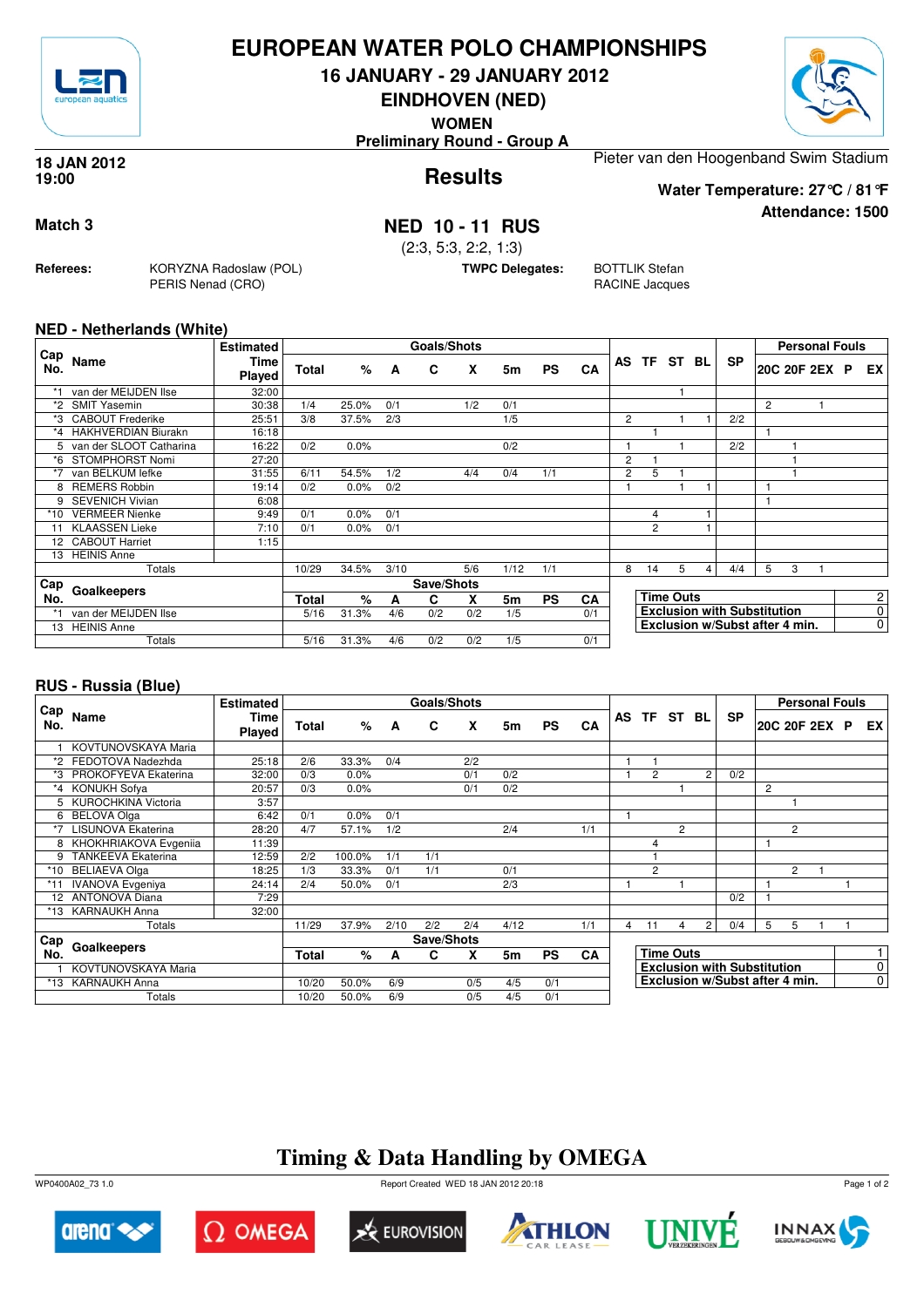# EUROPEAN WATER POLO CHAMPIONSHIPS

## 16 JANUARY - 29 JANUARY 2012

## EINDHOVEN (NED)

**WOMEN**

**Preliminary Round - Group A**

**18 JAN 2012**
**19:00**

## Results

Pieter van den Hoogenband Swim Stadium

**Water Temperature: 27°C / 81°F**

**Attendance: 1500**

**Match 3**

## NED 10 - 11 RUS

(2:3, 5:3, 2:2, 1:3)

**Referees:** KORYZNA Radoslaw (POL), PERIS Nenad (CRO)

**TWPC Delegates:** BOTTLIK Stefan, RACINE Jacques

### NED - Netherlands (White)

| Cap No. | Name | Estimated Time Played | Goals/Shots Total | % | A | C | X | 5m | PS | CA | AS | TF | ST | BL | SP | 20C | 20F | 2EX | P | EX |
|---|---|---|---|---|---|---|---|---|---|---|---|---|---|---|---|---|---|---|---|---|
| *1 | van der MEIJDEN Ilse | 32:00 | | | | | | | | | | | 1 | | | | | | | |
| *2 | SMIT Yasemin | 30:38 | 1/4 | 25.0% | 0/1 | | 1/2 | 0/1 | | | | | | | | 2 | | 1 | | |
| *3 | CABOUT Frederike | 25:51 | 3/8 | 37.5% | 2/3 | | | 1/5 | | | 2 | | 1 | 1 | 2/2 | | | | | |
| *4 | HAKHVERDIAN Biurakn | 16:18 | | | | | | | | | | 1 | | | | 1 | | | | |
| 5 | van der SLOOT Catharina | 16:22 | 0/2 | 0.0% | | | | 0/2 | | | 1 | | 1 | | 2/2 | | 1 | | | |
| *6 | STOMPHORST Nomi | 27:20 | | | | | | | | | 2 | 1 | | | | | 1 | | | |
| *7 | van BELKUM Iefke | 31:55 | 6/11 | 54.5% | 1/2 | | 4/4 | 0/4 | 1/1 | | 2 | 5 | 1 | | | | 1 | | | |
| 8 | REMERS Robbin | 19:14 | 0/2 | 0.0% | 0/2 | | | | | | 1 | | 1 | 1 | | 1 | | | | |
| 9 | SEVENICH Vivian | 6:08 | | | | | | | | | | | | | | 1 | | | | |
| *10 | VERMEER Nienke | 9:49 | 0/1 | 0.0% | 0/1 | | | | | | | 4 | | 1 | | | | | | |
| 11 | KLAASSEN Lieke | 7:10 | 0/1 | 0.0% | 0/1 | | | | | | | 2 | | 1 | | | | | | |
| 12 | CABOUT Harriet | 1:15 | | | | | | | | | | | | | | | | | | |
| 13 | HEINIS Anne | | | | | | | | | | | | | | | | | | | |
| | Totals | | 10/29 | 34.5% | 3/10 | | 5/6 | 1/12 | 1/1 | | 8 | 14 | 5 | 4 | 4/4 | 5 | 3 | 1 | | |

| Cap No. | Goalkeepers | Save/Shots Total | % | A | C | X | 5m | PS | CA |
|---|---|---|---|---|---|---|---|---|---|
| *1 | van der MEIJDEN Ilse | 5/16 | 31.3% | 4/6 | 0/2 | 0/2 | 1/5 | | 0/1 |
| 13 | HEINIS Anne | | | | | | | | |
| | Totals | 5/16 | 31.3% | 4/6 | 0/2 | 0/2 | 1/5 | | 0/1 |

| | |
|---|---|
| Time Outs | 2 |
| Exclusion with Substitution | 0 |
| Exclusion w/Subst after 4 min. | 0 |

### RUS - Russia (Blue)

| Cap No. | Name | Estimated Time Played | Goals/Shots Total | % | A | C | X | 5m | PS | CA | AS | TF | ST | BL | SP | 20C | 20F | 2EX | P | EX |
|---|---|---|---|---|---|---|---|---|---|---|---|---|---|---|---|---|---|---|---|---|
| 1 | KOVTUNOVSKAYA Maria | | | | | | | | | | | | | | | | | | | |
| *2 | FEDOTOVA Nadezhda | 25:18 | 2/6 | 33.3% | 0/4 | | 2/2 | | | | 1 | 1 | | | | | | | | |
| *3 | PROKOFYEVA Ekaterina | 32:00 | 0/3 | 0.0% | | | 0/1 | 0/2 | | | 1 | 2 | | 2 | 0/2 | | | | | |
| *4 | KONUKH Sofya | 20:57 | 0/3 | 0.0% | | | 0/1 | 0/2 | | | | | 1 | | | 2 | | | | |
| 5 | KUROCHKINA Victoria | 3:57 | | | | | | | | | | | | | | | 1 | | | |
| 6 | BELOVA Olga | 6:42 | 0/1 | 0.0% | 0/1 | | | | | | 1 | | | | | | | | | |
| *7 | LISUNOVA Ekaterina | 28:20 | 4/7 | 57.1% | 1/2 | | | 2/4 | | 1/1 | | | 2 | | | | 2 | | | |
| 8 | KHOKHRIAKOVA Evgeniia | 11:39 | | | | | | | | | | 4 | | | | 1 | | | | |
| 9 | TANKEEVA Ekaterina | 12:59 | 2/2 | 100.0% | 1/1 | 1/1 | | | | | | 1 | | | | | | | | |
| *10 | BELIAEVA Olga | 18:25 | 1/3 | 33.3% | 0/1 | 1/1 | | 0/1 | | | | 2 | | | | | 2 | 1 | | |
| *11 | IVANOVA Evgeniya | 24:14 | 2/4 | 50.0% | 0/1 | | | 2/3 | | | 1 | | 1 | | | 1 | | | | 1 |
| 12 | ANTONOVA Diana | 7:29 | | | | | | | | | | | | | 0/2 | 1 | | | | |
| *13 | KARNAUKH Anna | 32:00 | | | | | | | | | | | | | | | | | | |
| | Totals | | 11/29 | 37.9% | 2/10 | 2/2 | 2/4 | 4/12 | | 1/1 | 4 | 11 | 4 | 2 | 0/4 | 5 | 5 | 1 | | 1 |

| Cap No. | Goalkeepers | Save/Shots Total | % | A | C | X | 5m | PS | CA |
|---|---|---|---|---|---|---|---|---|---|
| 1 | KOVTUNOVSKAYA Maria | | | | | | | | |
| *13 | KARNAUKH Anna | 10/20 | 50.0% | 6/9 | | 0/5 | 4/5 | 0/1 | |
| | Totals | 10/20 | 50.0% | 6/9 | | 0/5 | 4/5 | 0/1 | |

| | |
|---|---|
| Time Outs | 1 |
| Exclusion with Substitution | 0 |
| Exclusion w/Subst after 4 min. | 0 |

## Timing & Data Handling by OMEGA

WP0400A02_73 1.0 — Report Created WED 18 JAN 2012 20:18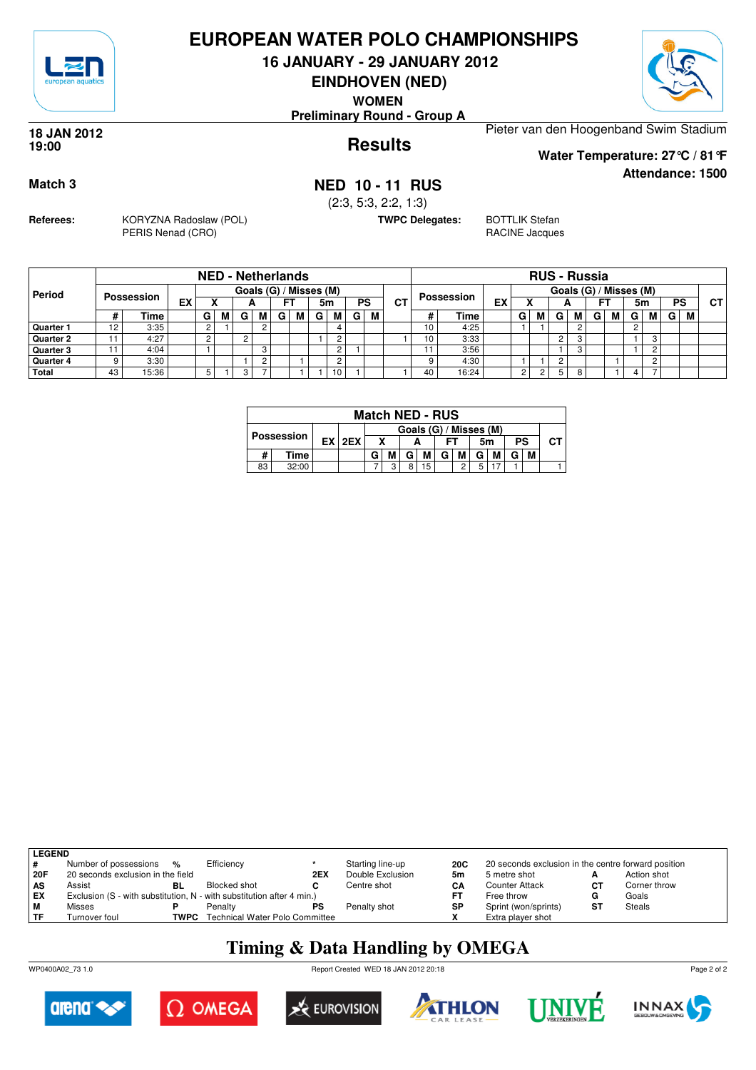# EUROPEAN WATER POLO CHAMPIONSHIPS

## 16 JANUARY - 29 JANUARY 2012

## EINDHOVEN (NED)

**WOMEN**

**Preliminary Round - Group A**

**18 JAN 2012**
**19:00**

## Results

Pieter van den Hoogenband Swim Stadium

**Water Temperature: 27°C / 81°F**

**Attendance: 1500**

**Match 3**

**NED 10 - 11 RUS**

(2:3, 5:3, 2:2, 1:3)

**Referees:** KORYZNA Radoslaw (POL), PERIS Nenad (CRO)

**TWPC Delegates:** BOTTLIK Stefan, RACINE Jacques

| Period | NED - Netherlands | | | | | | | | | | | | | | | | | RUS - Russia | | | | | | | | | | | | | | | | |
|---|---|---|---|---|---|---|---|---|---|---|---|---|---|---|---|---|---|---|---|---|---|---|---|---|---|---|---|---|---|---|---|---|---|---|
| | Possession | | EX | Goals (G) / Misses (M) | | | | | | | | | | | CT | Possession | | EX | Goals (G) / Misses (M) | | | | | | | | | | | CT |
| | | | | X | | A | | FT | | 5m | | PS | | | | | | | X | | A | | FT | | 5m | | PS | | |
| | # | Time | | G | M | G | M | G | M | G | M | G | M | | # | Time | | G | M | G | M | G | M | G | M | G | M | |
| Quarter 1 | 12 | 3:35 | | 2 | 1 | | 2 | | | | 4 | | | | 10 | 4:25 | | 1 | 1 | | 2 | | | 2 | | | | |
| Quarter 2 | 11 | 4:27 | | 2 | | 2 | | | | 1 | 2 | | | 1 | 10 | 3:33 | | | | 2 | 3 | | | 1 | 3 | | | |
| Quarter 3 | 11 | 4:04 | | 1 | | | 3 | | | | 2 | 1 | | | 11 | 3:56 | | | | 1 | 3 | | | 1 | 2 | | | |
| Quarter 4 | 9 | 3:30 | | | | 1 | 2 | | 1 | | 2 | | | | 9 | 4:30 | | 1 | 1 | 2 | | | 1 | | 2 | | | |
| Total | 43 | 15:36 | | 5 | 1 | 3 | 7 | | 1 | 1 | 10 | 1 | | 1 | 40 | 16:24 | | 2 | 2 | 5 | 8 | | 1 | 4 | 7 | | | |

| Match NED - RUS | | | | | | | | | | | | | | |
|---|---|---|---|---|---|---|---|---|---|---|---|---|---|---|
| Possession | | EX | 2EX | Goals (G) / Misses (M) | | | | | | | | | | CT |
| | | | | X | | A | | FT | | 5m | | PS | | |
| # | Time | | | G | M | G | M | G | M | G | M | G | M | |
| 83 | 32:00 | | | 7 | 3 | 8 | 15 | | 2 | 5 | 17 | 1 | | 1 |

| LEGEND | | | | | | | | | |
|---|---|---|---|---|---|---|---|---|---|
| # | Number of possessions | % | Efficiency | * | Starting line-up | 20C | 20 seconds exclusion in the centre forward position | | |
| 20F | 20 seconds exclusion in the field | | | 2EX | Double Exclusion | 5m | 5 metre shot | A | Action shot |
| AS | Assist | BL | Blocked shot | C | Centre shot | CA | Counter Attack | CT | Corner throw |
| EX | Exclusion (S - with substitution, N - with substitution after 4 min.) | | | | | FT | Free throw | G | Goals |
| M | Misses | P | Penalty | PS | Penalty shot | SP | Sprint (won/sprints) | ST | Steals |
| TF | Turnover foul | TWPC | Technical Water Polo Committee | | | X | Extra player shot | | |

## Timing & Data Handling by OMEGA

WP0400A02_73 1.0 Report Created WED 18 JAN 2012 20:18